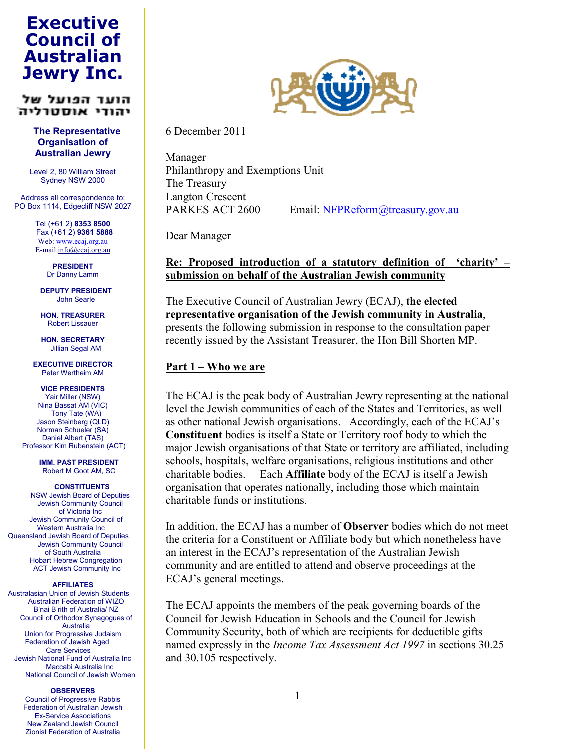# Executive Council of Australian Jewry Inc.

הועד הפועל של יהודי אוסטרליה

**The Representative Organisation of Australian Jewry**

Level 2, 80 William Street
Sydney NSW 2000

Address all correspondence to:
PO Box 1114, Edgecliff NSW 2027

Tel (+61 2) **8353 8500**
Fax (+61 2) **9361 5888**
Web: www.ecaj.org.au
E-mail info@ecaj.org.au

**PRESIDENT**
Dr Danny Lamm

**DEPUTY PRESIDENT**
John Searle

**HON. TREASURER**
Robert Lissauer

**HON. SECRETARY**
Jillian Segal AM

**EXECUTIVE DIRECTOR**
Peter Wertheim AM

**VICE PRESIDENTS**
Yair Miller (NSW)
Nina Bassat AM (VIC)
Tony Tate (WA)
Jason Steinberg (QLD)
Norman Schueler (SA)
Daniel Albert (TAS)
Professor Kim Rubenstein (ACT)

**IMM. PAST PRESIDENT**
Robert M Goot AM, SC

**CONSTITUENTS**
NSW Jewish Board of Deputies
Jewish Community Council of Victoria Inc
Jewish Community Council of Western Australia Inc
Queensland Jewish Board of Deputies
Jewish Community Council of South Australia
Hobart Hebrew Congregation
ACT Jewish Community Inc

**AFFILIATES**
Australasian Union of Jewish Students
Australian Federation of WIZO
B'nai B'rith of Australia/ NZ
Council of Orthodox Synagogues of Australia
Union for Progressive Judaism
Federation of Jewish Aged Care Services
Jewish National Fund of Australia Inc
Maccabi Australia Inc
National Council of Jewish Women

**OBSERVERS**
Council of Progressive Rabbis
Federation of Australian Jewish Ex-Service Associations
New Zealand Jewish Council
Zionist Federation of Australia

---

6 December 2011

Manager
Philanthropy and Exemptions Unit
The Treasury
Langton Crescent
PARKES ACT 2600 Email: NFPReform@treasury.gov.au

Dear Manager

**Re: Proposed introduction of a statutory definition of 'charity' – submission on behalf of the Australian Jewish community**

The Executive Council of Australian Jewry (ECAJ), **the elected representative organisation of the Jewish community in Australia**, presents the following submission in response to the consultation paper recently issued by the Assistant Treasurer, the Hon Bill Shorten MP.

## Part 1 – Who we are

The ECAJ is the peak body of Australian Jewry representing at the national level the Jewish communities of each of the States and Territories, as well as other national Jewish organisations. Accordingly, each of the ECAJ's **Constituent** bodies is itself a State or Territory roof body to which the major Jewish organisations of that State or territory are affiliated, including schools, hospitals, welfare organisations, religious institutions and other charitable bodies. Each **Affiliate** body of the ECAJ is itself a Jewish organisation that operates nationally, including those which maintain charitable funds or institutions.

In addition, the ECAJ has a number of **Observer** bodies which do not meet the criteria for a Constituent or Affiliate body but which nonetheless have an interest in the ECAJ's representation of the Australian Jewish community and are entitled to attend and observe proceedings at the ECAJ's general meetings.

The ECAJ appoints the members of the peak governing boards of the Council for Jewish Education in Schools and the Council for Jewish Community Security, both of which are recipients for deductible gifts named expressly in the *Income Tax Assessment Act 1997* in sections 30.25 and 30.105 respectively.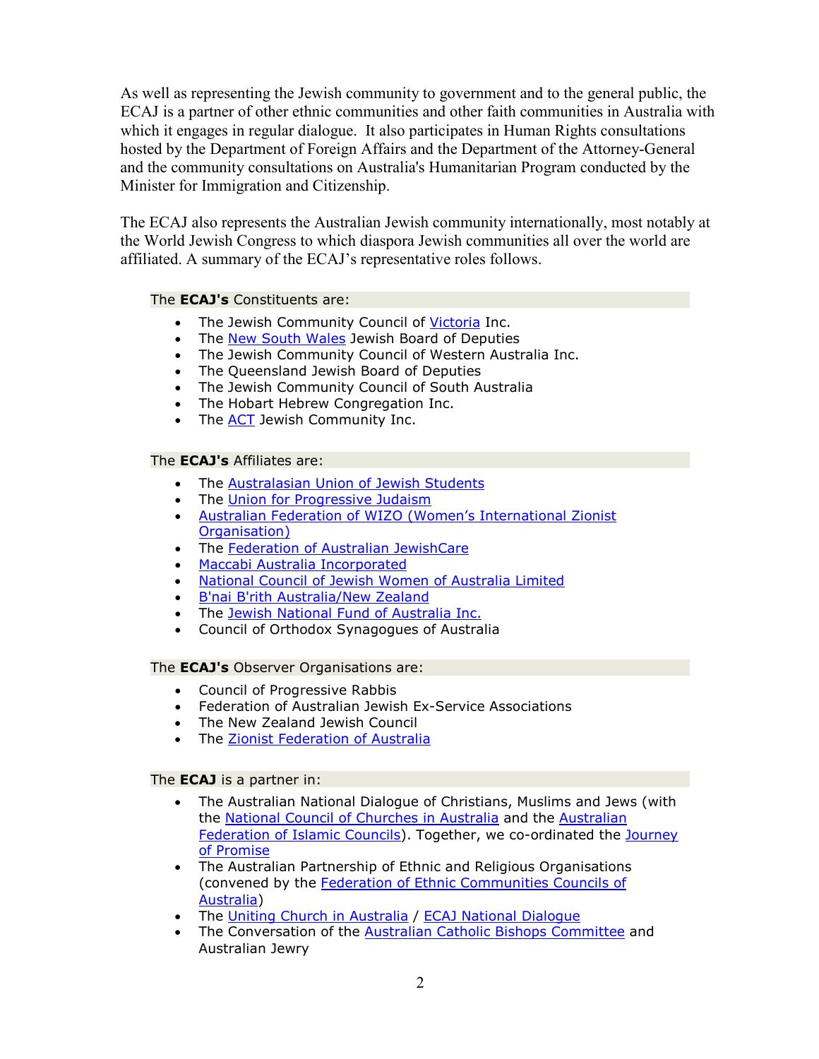As well as representing the Jewish community to government and to the general public, the ECAJ is a partner of other ethnic communities and other faith communities in Australia with which it engages in regular dialogue. It also participates in Human Rights consultations hosted by the Department of Foreign Affairs and the Department of the Attorney-General and the community consultations on Australia's Humanitarian Program conducted by the Minister for Immigration and Citizenship.

The ECAJ also represents the Australian Jewish community internationally, most notably at the World Jewish Congress to which diaspora Jewish communities all over the world are affiliated. A summary of the ECAJ's representative roles follows.

The **ECAJ's** Constituents are:

- The Jewish Community Council of Victoria Inc.
- The New South Wales Jewish Board of Deputies
- The Jewish Community Council of Western Australia Inc.
- The Queensland Jewish Board of Deputies
- The Jewish Community Council of South Australia
- The Hobart Hebrew Congregation Inc.
- The ACT Jewish Community Inc.

The **ECAJ's** Affiliates are:

- The Australasian Union of Jewish Students
- The Union for Progressive Judaism
- Australian Federation of WIZO (Women's International Zionist Organisation)
- The Federation of Australian JewishCare
- Maccabi Australia Incorporated
- National Council of Jewish Women of Australia Limited
- B'nai B'rith Australia/New Zealand
- The Jewish National Fund of Australia Inc.
- Council of Orthodox Synagogues of Australia

The **ECAJ's** Observer Organisations are:

- Council of Progressive Rabbis
- Federation of Australian Jewish Ex-Service Associations
- The New Zealand Jewish Council
- The Zionist Federation of Australia

The **ECAJ** is a partner in:

- The Australian National Dialogue of Christians, Muslims and Jews (with the National Council of Churches in Australia and the Australian Federation of Islamic Councils). Together, we co-ordinated the Journey of Promise
- The Australian Partnership of Ethnic and Religious Organisations (convened by the Federation of Ethnic Communities Councils of Australia)
- The Uniting Church in Australia / ECAJ National Dialogue
- The Conversation of the Australian Catholic Bishops Committee and Australian Jewry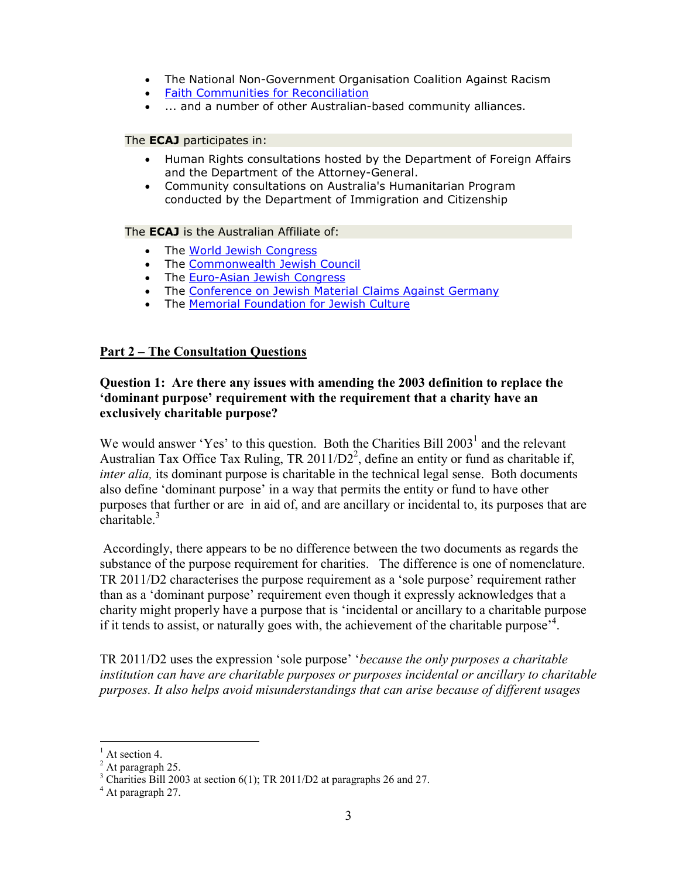- The National Non-Government Organisation Coalition Against Racism
- Faith Communities for Reconciliation
- ... and a number of other Australian-based community alliances.

The **ECAJ** participates in:

- Human Rights consultations hosted by the Department of Foreign Affairs and the Department of the Attorney-General.
- Community consultations on Australia's Humanitarian Program conducted by the Department of Immigration and Citizenship

The **ECAJ** is the Australian Affiliate of:

- The World Jewish Congress
- The Commonwealth Jewish Council
- The Euro-Asian Jewish Congress
- The Conference on Jewish Material Claims Against Germany
- The Memorial Foundation for Jewish Culture

## Part 2 – The Consultation Questions

### Question 1: Are there any issues with amending the 2003 definition to replace the 'dominant purpose' requirement with the requirement that a charity have an exclusively charitable purpose?

We would answer 'Yes' to this question. Both the Charities Bill 2003[1] and the relevant Australian Tax Office Tax Ruling, TR 2011/D2[2], define an entity or fund as charitable if, *inter alia,* its dominant purpose is charitable in the technical legal sense. Both documents also define 'dominant purpose' in a way that permits the entity or fund to have other purposes that further or are in aid of, and are ancillary or incidental to, its purposes that are charitable.[3]

Accordingly, there appears to be no difference between the two documents as regards the substance of the purpose requirement for charities. The difference is one of nomenclature. TR 2011/D2 characterises the purpose requirement as a 'sole purpose' requirement rather than as a 'dominant purpose' requirement even though it expressly acknowledges that a charity might properly have a purpose that is 'incidental or ancillary to a charitable purpose if it tends to assist, or naturally goes with, the achievement of the charitable purpose'[4].

TR 2011/D2 uses the expression 'sole purpose' '*because the only purposes a charitable institution can have are charitable purposes or purposes incidental or ancillary to charitable purposes. It also helps avoid misunderstandings that can arise because of different usages*

---

[1] At section 4.

[2] At paragraph 25.

[3] Charities Bill 2003 at section 6(1); TR 2011/D2 at paragraphs 26 and 27.

[4] At paragraph 27.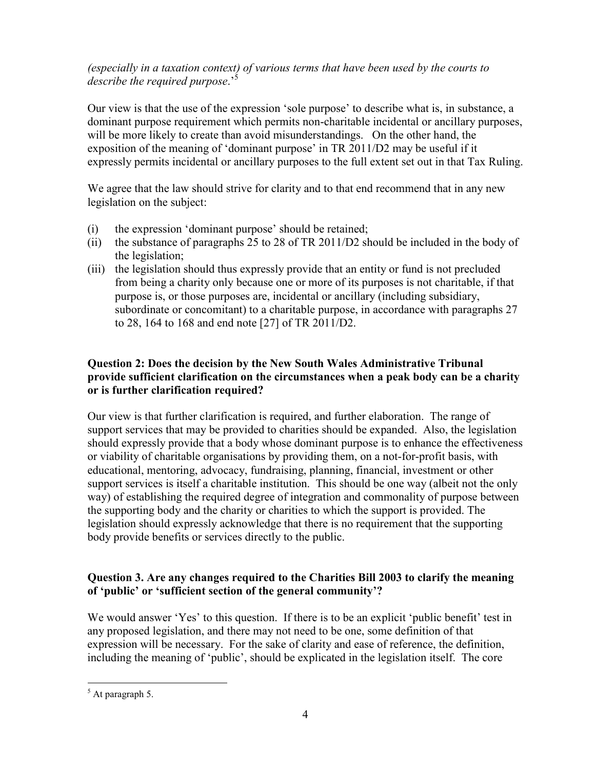*(especially in a taxation context) of various terms that have been used by the courts to describe the required purpose*.'[5]

Our view is that the use of the expression 'sole purpose' to describe what is, in substance, a dominant purpose requirement which permits non-charitable incidental or ancillary purposes, will be more likely to create than avoid misunderstandings. On the other hand, the exposition of the meaning of 'dominant purpose' in TR 2011/D2 may be useful if it expressly permits incidental or ancillary purposes to the full extent set out in that Tax Ruling.

We agree that the law should strive for clarity and to that end recommend that in any new legislation on the subject:

(i) the expression 'dominant purpose' should be retained;
(ii) the substance of paragraphs 25 to 28 of TR 2011/D2 should be included in the body of the legislation;
(iii) the legislation should thus expressly provide that an entity or fund is not precluded from being a charity only because one or more of its purposes is not charitable, if that purpose is, or those purposes are, incidental or ancillary (including subsidiary, subordinate or concomitant) to a charitable purpose, in accordance with paragraphs 27 to 28, 164 to 168 and end note [27] of TR 2011/D2.

**Question 2: Does the decision by the New South Wales Administrative Tribunal provide sufficient clarification on the circumstances when a peak body can be a charity or is further clarification required?**

Our view is that further clarification is required, and further elaboration. The range of support services that may be provided to charities should be expanded. Also, the legislation should expressly provide that a body whose dominant purpose is to enhance the effectiveness or viability of charitable organisations by providing them, on a not-for-profit basis, with educational, mentoring, advocacy, fundraising, planning, financial, investment or other support services is itself a charitable institution. This should be one way (albeit not the only way) of establishing the required degree of integration and commonality of purpose between the supporting body and the charity or charities to which the support is provided. The legislation should expressly acknowledge that there is no requirement that the supporting body provide benefits or services directly to the public.

**Question 3. Are any changes required to the Charities Bill 2003 to clarify the meaning of 'public' or 'sufficient section of the general community'?**

We would answer 'Yes' to this question. If there is to be an explicit 'public benefit' test in any proposed legislation, and there may not need to be one, some definition of that expression will be necessary. For the sake of clarity and ease of reference, the definition, including the meaning of 'public', should be explicated in the legislation itself. The core

[5] At paragraph 5.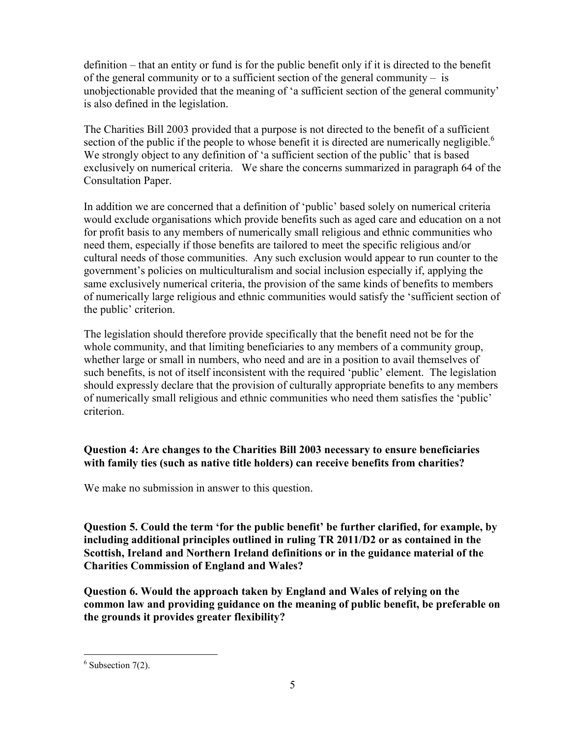definition – that an entity or fund is for the public benefit only if it is directed to the benefit of the general community or to a sufficient section of the general community – is unobjectionable provided that the meaning of 'a sufficient section of the general community' is also defined in the legislation.

The Charities Bill 2003 provided that a purpose is not directed to the benefit of a sufficient section of the public if the people to whose benefit it is directed are numerically negligible.[6] We strongly object to any definition of 'a sufficient section of the public' that is based exclusively on numerical criteria. We share the concerns summarized in paragraph 64 of the Consultation Paper.

In addition we are concerned that a definition of 'public' based solely on numerical criteria would exclude organisations which provide benefits such as aged care and education on a not for profit basis to any members of numerically small religious and ethnic communities who need them, especially if those benefits are tailored to meet the specific religious and/or cultural needs of those communities. Any such exclusion would appear to run counter to the government's policies on multiculturalism and social inclusion especially if, applying the same exclusively numerical criteria, the provision of the same kinds of benefits to members of numerically large religious and ethnic communities would satisfy the 'sufficient section of the public' criterion.

The legislation should therefore provide specifically that the benefit need not be for the whole community, and that limiting beneficiaries to any members of a community group, whether large or small in numbers, who need and are in a position to avail themselves of such benefits, is not of itself inconsistent with the required 'public' element. The legislation should expressly declare that the provision of culturally appropriate benefits to any members of numerically small religious and ethnic communities who need them satisfies the 'public' criterion.

**Question 4: Are changes to the Charities Bill 2003 necessary to ensure beneficiaries with family ties (such as native title holders) can receive benefits from charities?**

We make no submission in answer to this question.

**Question 5. Could the term 'for the public benefit' be further clarified, for example, by including additional principles outlined in ruling TR 2011/D2 or as contained in the Scottish, Ireland and Northern Ireland definitions or in the guidance material of the Charities Commission of England and Wales?**

**Question 6. Would the approach taken by England and Wales of relying on the common law and providing guidance on the meaning of public benefit, be preferable on the grounds it provides greater flexibility?**

---

[6] Subsection 7(2).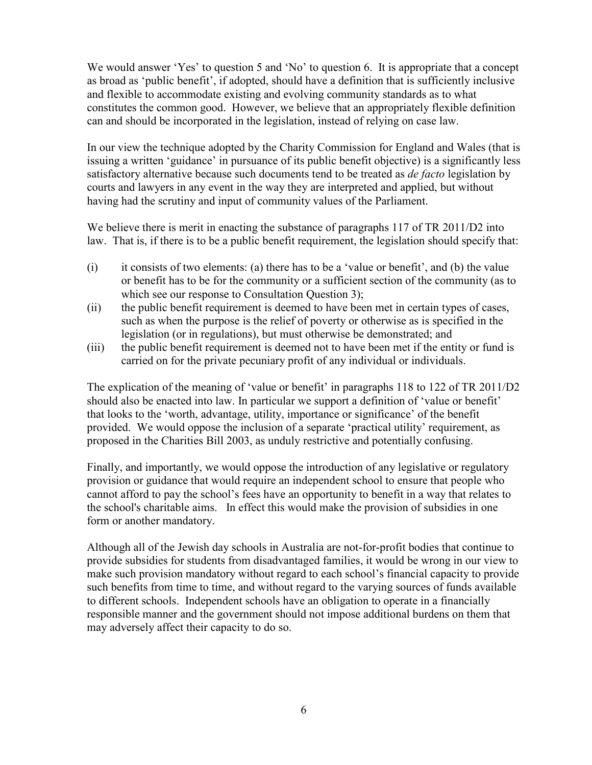We would answer 'Yes' to question 5 and 'No' to question 6. It is appropriate that a concept as broad as 'public benefit', if adopted, should have a definition that is sufficiently inclusive and flexible to accommodate existing and evolving community standards as to what constitutes the common good. However, we believe that an appropriately flexible definition can and should be incorporated in the legislation, instead of relying on case law.

In our view the technique adopted by the Charity Commission for England and Wales (that is issuing a written 'guidance' in pursuance of its public benefit objective) is a significantly less satisfactory alternative because such documents tend to be treated as *de facto* legislation by courts and lawyers in any event in the way they are interpreted and applied, but without having had the scrutiny and input of community values of the Parliament.

We believe there is merit in enacting the substance of paragraphs 117 of TR 2011/D2 into law. That is, if there is to be a public benefit requirement, the legislation should specify that:

(i) it consists of two elements: (a) there has to be a 'value or benefit', and (b) the value or benefit has to be for the community or a sufficient section of the community (as to which see our response to Consultation Question 3);

(ii) the public benefit requirement is deemed to have been met in certain types of cases, such as when the purpose is the relief of poverty or otherwise as is specified in the legislation (or in regulations), but must otherwise be demonstrated; and

(iii) the public benefit requirement is deemed not to have been met if the entity or fund is carried on for the private pecuniary profit of any individual or individuals.

The explication of the meaning of 'value or benefit' in paragraphs 118 to 122 of TR 2011/D2 should also be enacted into law. In particular we support a definition of 'value or benefit' that looks to the 'worth, advantage, utility, importance or significance' of the benefit provided. We would oppose the inclusion of a separate 'practical utility' requirement, as proposed in the Charities Bill 2003, as unduly restrictive and potentially confusing.

Finally, and importantly, we would oppose the introduction of any legislative or regulatory provision or guidance that would require an independent school to ensure that people who cannot afford to pay the school's fees have an opportunity to benefit in a way that relates to the school's charitable aims. In effect this would make the provision of subsidies in one form or another mandatory.

Although all of the Jewish day schools in Australia are not-for-profit bodies that continue to provide subsidies for students from disadvantaged families, it would be wrong in our view to make such provision mandatory without regard to each school's financial capacity to provide such benefits from time to time, and without regard to the varying sources of funds available to different schools. Independent schools have an obligation to operate in a financially responsible manner and the government should not impose additional burdens on them that may adversely affect their capacity to do so.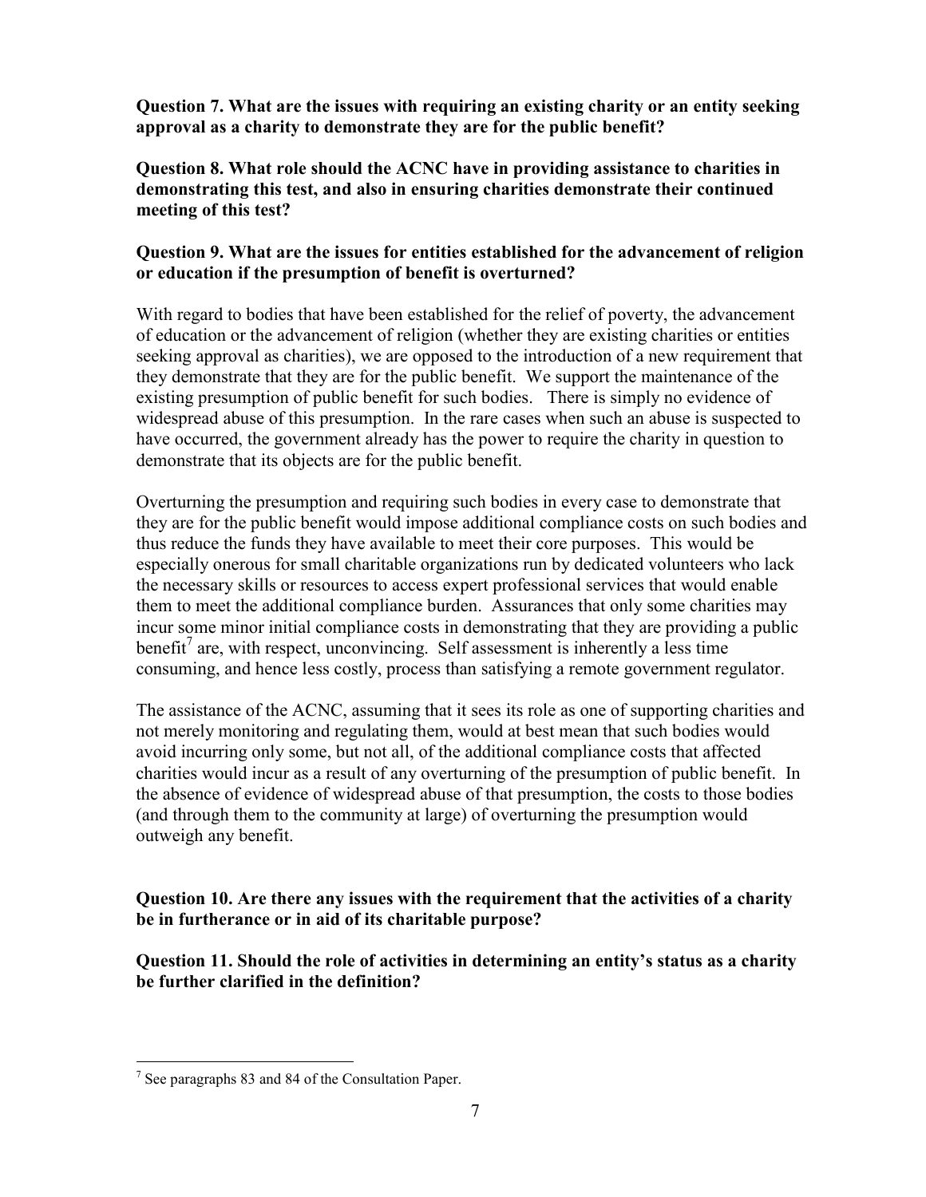**Question 7. What are the issues with requiring an existing charity or an entity seeking approval as a charity to demonstrate they are for the public benefit?**

**Question 8. What role should the ACNC have in providing assistance to charities in demonstrating this test, and also in ensuring charities demonstrate their continued meeting of this test?**

**Question 9. What are the issues for entities established for the advancement of religion or education if the presumption of benefit is overturned?**

With regard to bodies that have been established for the relief of poverty, the advancement of education or the advancement of religion (whether they are existing charities or entities seeking approval as charities), we are opposed to the introduction of a new requirement that they demonstrate that they are for the public benefit. We support the maintenance of the existing presumption of public benefit for such bodies. There is simply no evidence of widespread abuse of this presumption. In the rare cases when such an abuse is suspected to have occurred, the government already has the power to require the charity in question to demonstrate that its objects are for the public benefit.

Overturning the presumption and requiring such bodies in every case to demonstrate that they are for the public benefit would impose additional compliance costs on such bodies and thus reduce the funds they have available to meet their core purposes. This would be especially onerous for small charitable organizations run by dedicated volunteers who lack the necessary skills or resources to access expert professional services that would enable them to meet the additional compliance burden. Assurances that only some charities may incur some minor initial compliance costs in demonstrating that they are providing a public benefit[7] are, with respect, unconvincing. Self assessment is inherently a less time consuming, and hence less costly, process than satisfying a remote government regulator.

The assistance of the ACNC, assuming that it sees its role as one of supporting charities and not merely monitoring and regulating them, would at best mean that such bodies would avoid incurring only some, but not all, of the additional compliance costs that affected charities would incur as a result of any overturning of the presumption of public benefit. In the absence of evidence of widespread abuse of that presumption, the costs to those bodies (and through them to the community at large) of overturning the presumption would outweigh any benefit.

**Question 10. Are there any issues with the requirement that the activities of a charity be in furtherance or in aid of its charitable purpose?**

**Question 11. Should the role of activities in determining an entity's status as a charity be further clarified in the definition?**

---

[7] See paragraphs 83 and 84 of the Consultation Paper.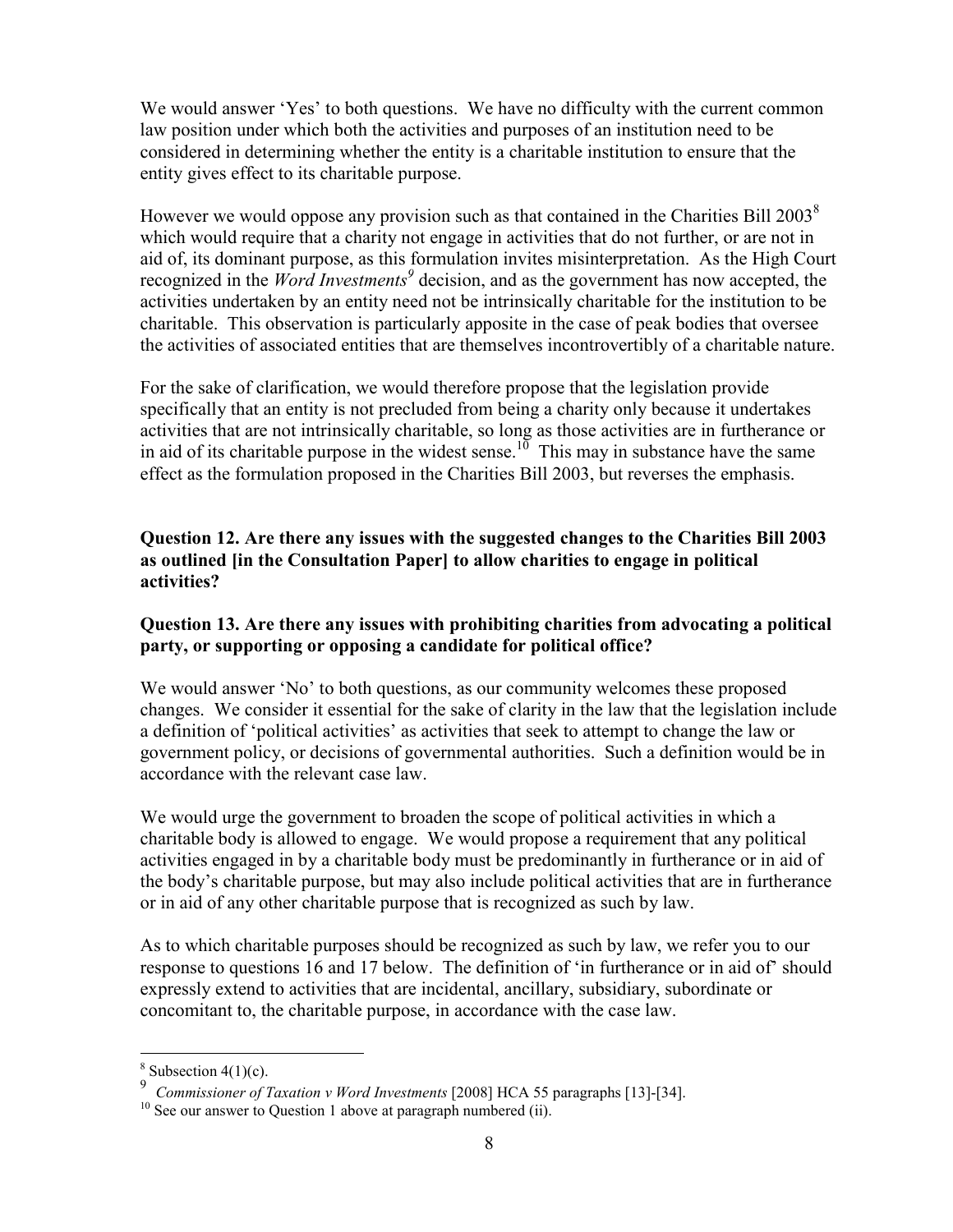We would answer 'Yes' to both questions. We have no difficulty with the current common law position under which both the activities and purposes of an institution need to be considered in determining whether the entity is a charitable institution to ensure that the entity gives effect to its charitable purpose.

However we would oppose any provision such as that contained in the Charities Bill 2003[8] which would require that a charity not engage in activities that do not further, or are not in aid of, its dominant purpose, as this formulation invites misinterpretation. As the High Court recognized in the *Word Investments*[9] decision, and as the government has now accepted, the activities undertaken by an entity need not be intrinsically charitable for the institution to be charitable. This observation is particularly apposite in the case of peak bodies that oversee the activities of associated entities that are themselves incontrovertibly of a charitable nature.

For the sake of clarification, we would therefore propose that the legislation provide specifically that an entity is not precluded from being a charity only because it undertakes activities that are not intrinsically charitable, so long as those activities are in furtherance or in aid of its charitable purpose in the widest sense.[10] This may in substance have the same effect as the formulation proposed in the Charities Bill 2003, but reverses the emphasis.

**Question 12. Are there any issues with the suggested changes to the Charities Bill 2003 as outlined [in the Consultation Paper] to allow charities to engage in political activities?**

**Question 13. Are there any issues with prohibiting charities from advocating a political party, or supporting or opposing a candidate for political office?**

We would answer 'No' to both questions, as our community welcomes these proposed changes. We consider it essential for the sake of clarity in the law that the legislation include a definition of 'political activities' as activities that seek to attempt to change the law or government policy, or decisions of governmental authorities. Such a definition would be in accordance with the relevant case law.

We would urge the government to broaden the scope of political activities in which a charitable body is allowed to engage. We would propose a requirement that any political activities engaged in by a charitable body must be predominantly in furtherance or in aid of the body's charitable purpose, but may also include political activities that are in furtherance or in aid of any other charitable purpose that is recognized as such by law.

As to which charitable purposes should be recognized as such by law, we refer you to our response to questions 16 and 17 below. The definition of 'in furtherance or in aid of' should expressly extend to activities that are incidental, ancillary, subsidiary, subordinate or concomitant to, the charitable purpose, in accordance with the case law.

---

[8] Subsection 4(1)(c).

[9] *Commissioner of Taxation v Word Investments* [2008] HCA 55 paragraphs [13]-[34].

[10] See our answer to Question 1 above at paragraph numbered (ii).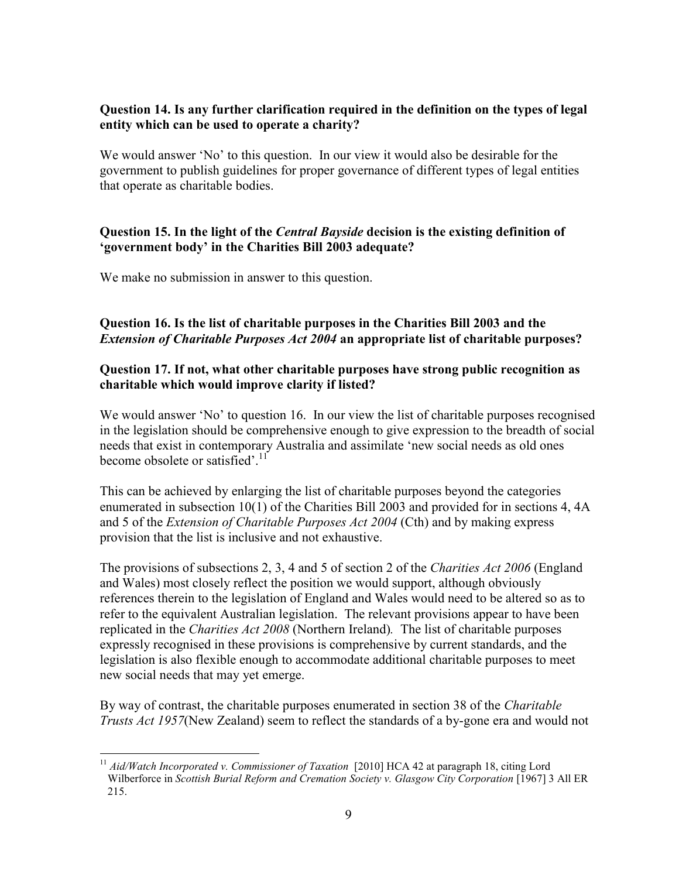**Question 14. Is any further clarification required in the definition on the types of legal entity which can be used to operate a charity?**

We would answer 'No' to this question. In our view it would also be desirable for the government to publish guidelines for proper governance of different types of legal entities that operate as charitable bodies.

**Question 15. In the light of the *Central Bayside* decision is the existing definition of 'government body' in the Charities Bill 2003 adequate?**

We make no submission in answer to this question.

**Question 16. Is the list of charitable purposes in the Charities Bill 2003 and the *Extension of Charitable Purposes Act 2004* an appropriate list of charitable purposes?**

**Question 17. If not, what other charitable purposes have strong public recognition as charitable which would improve clarity if listed?**

We would answer 'No' to question 16. In our view the list of charitable purposes recognised in the legislation should be comprehensive enough to give expression to the breadth of social needs that exist in contemporary Australia and assimilate 'new social needs as old ones become obsolete or satisfied'.[11]

This can be achieved by enlarging the list of charitable purposes beyond the categories enumerated in subsection 10(1) of the Charities Bill 2003 and provided for in sections 4, 4A and 5 of the *Extension of Charitable Purposes Act 2004* (Cth) and by making express provision that the list is inclusive and not exhaustive.

The provisions of subsections 2, 3, 4 and 5 of section 2 of the *Charities Act 2006* (England and Wales) most closely reflect the position we would support, although obviously references therein to the legislation of England and Wales would need to be altered so as to refer to the equivalent Australian legislation. The relevant provisions appear to have been replicated in the *Charities Act 2008* (Northern Ireland)*.* The list of charitable purposes expressly recognised in these provisions is comprehensive by current standards, and the legislation is also flexible enough to accommodate additional charitable purposes to meet new social needs that may yet emerge.

By way of contrast, the charitable purposes enumerated in section 38 of the *Charitable Trusts Act 1957*(New Zealand) seem to reflect the standards of a by-gone era and would not

---

[11] *Aid/Watch Incorporated v. Commissioner of Taxation* [2010] HCA 42 at paragraph 18, citing Lord Wilberforce in *Scottish Burial Reform and Cremation Society v. Glasgow City Corporation* [1967] 3 All ER 215.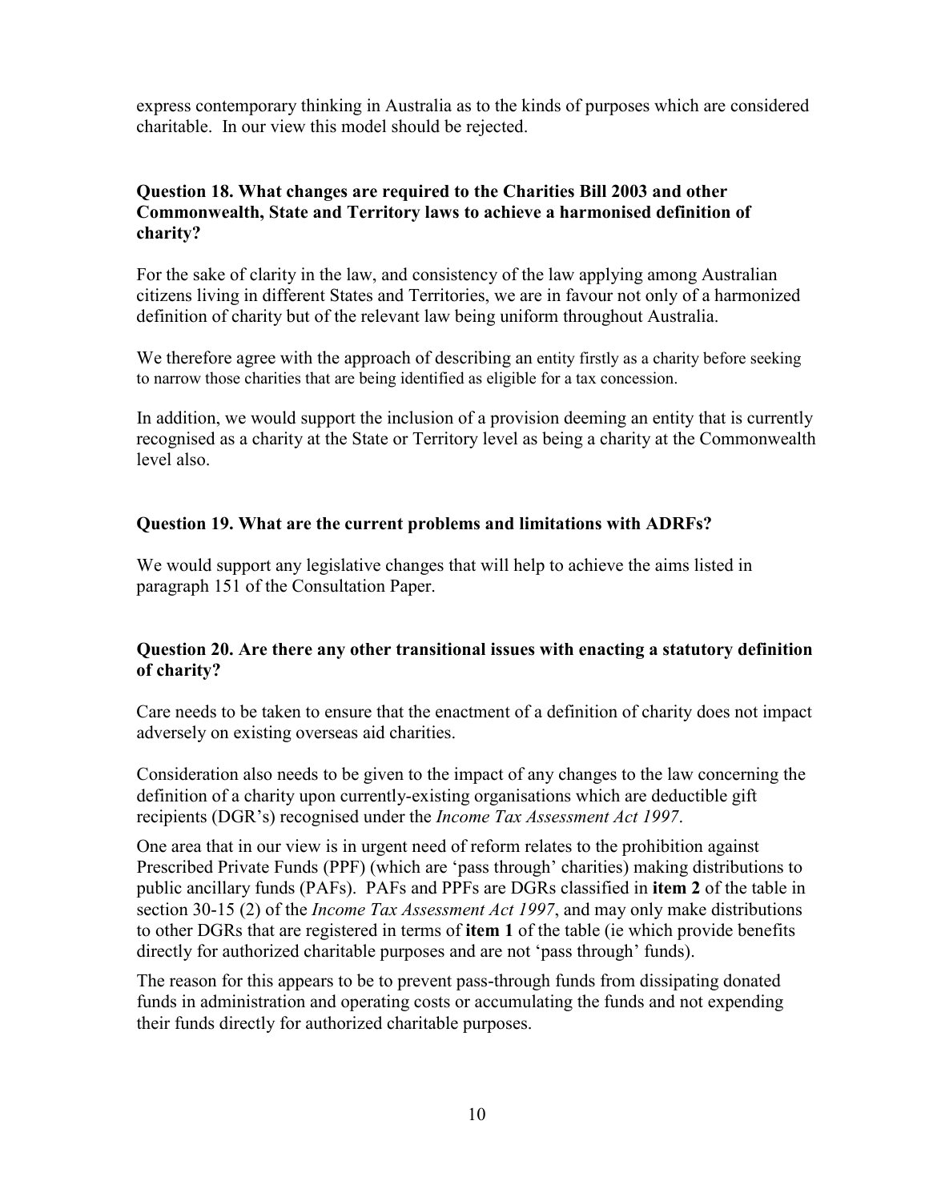express contemporary thinking in Australia as to the kinds of purposes which are considered charitable. In our view this model should be rejected.

### Question 18. What changes are required to the Charities Bill 2003 and other Commonwealth, State and Territory laws to achieve a harmonised definition of charity?

For the sake of clarity in the law, and consistency of the law applying among Australian citizens living in different States and Territories, we are in favour not only of a harmonized definition of charity but of the relevant law being uniform throughout Australia.

We therefore agree with the approach of describing an entity firstly as a charity before seeking to narrow those charities that are being identified as eligible for a tax concession.

In addition, we would support the inclusion of a provision deeming an entity that is currently recognised as a charity at the State or Territory level as being a charity at the Commonwealth level also.

### Question 19. What are the current problems and limitations with ADRFs?

We would support any legislative changes that will help to achieve the aims listed in paragraph 151 of the Consultation Paper.

### Question 20. Are there any other transitional issues with enacting a statutory definition of charity?

Care needs to be taken to ensure that the enactment of a definition of charity does not impact adversely on existing overseas aid charities.

Consideration also needs to be given to the impact of any changes to the law concerning the definition of a charity upon currently-existing organisations which are deductible gift recipients (DGR's) recognised under the *Income Tax Assessment Act 1997*.

One area that in our view is in urgent need of reform relates to the prohibition against Prescribed Private Funds (PPF) (which are 'pass through' charities) making distributions to public ancillary funds (PAFs). PAFs and PPFs are DGRs classified in **item 2** of the table in section 30-15 (2) of the *Income Tax Assessment Act 1997*, and may only make distributions to other DGRs that are registered in terms of **item 1** of the table (ie which provide benefits directly for authorized charitable purposes and are not 'pass through' funds).

The reason for this appears to be to prevent pass-through funds from dissipating donated funds in administration and operating costs or accumulating the funds and not expending their funds directly for authorized charitable purposes.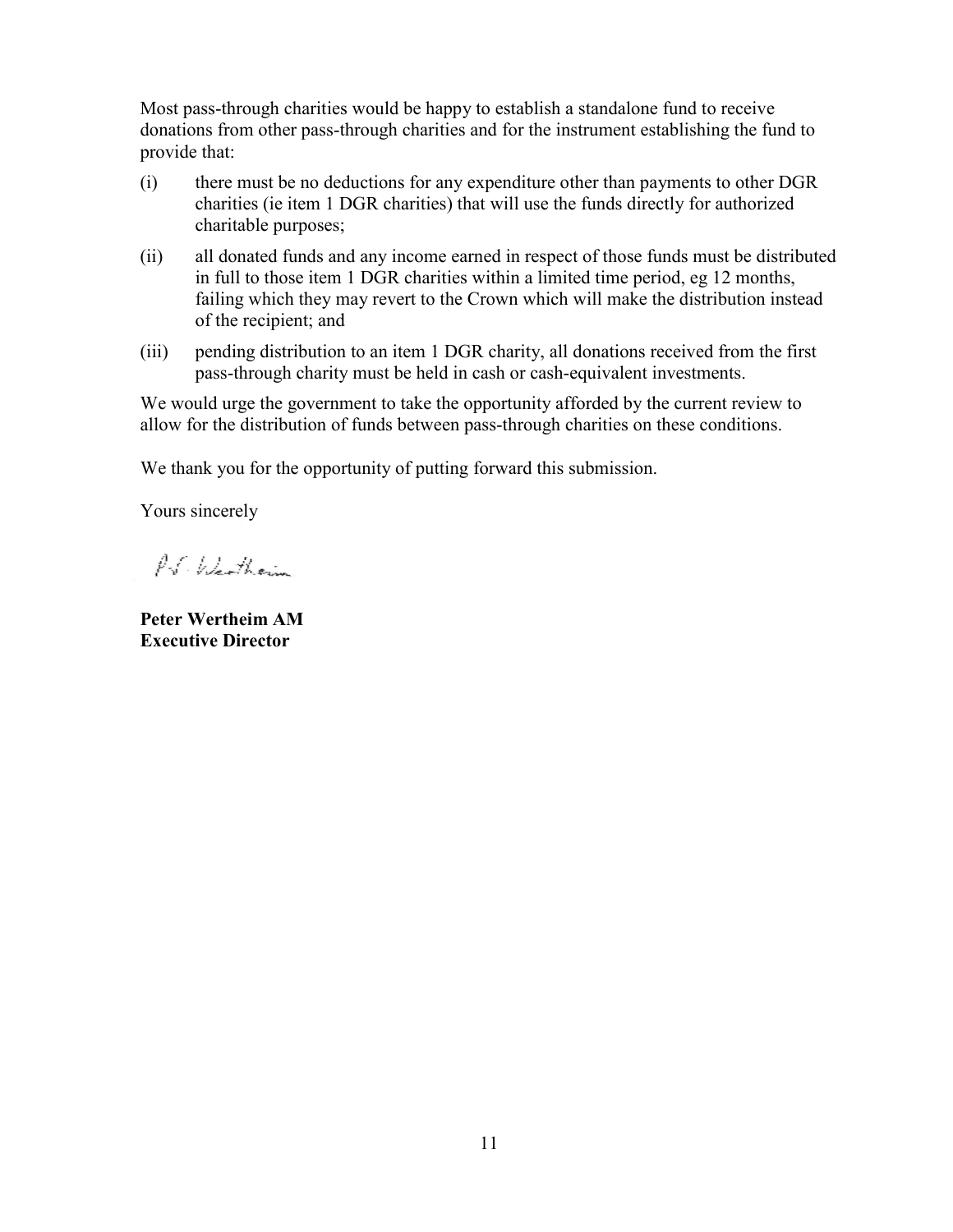Most pass-through charities would be happy to establish a standalone fund to receive donations from other pass-through charities and for the instrument establishing the fund to provide that:

(i) there must be no deductions for any expenditure other than payments to other DGR charities (ie item 1 DGR charities) that will use the funds directly for authorized charitable purposes;

(ii) all donated funds and any income earned in respect of those funds must be distributed in full to those item 1 DGR charities within a limited time period, eg 12 months, failing which they may revert to the Crown which will make the distribution instead of the recipient; and

(iii) pending distribution to an item 1 DGR charity, all donations received from the first pass-through charity must be held in cash or cash-equivalent investments.

We would urge the government to take the opportunity afforded by the current review to allow for the distribution of funds between pass-through charities on these conditions.

We thank you for the opportunity of putting forward this submission.

Yours sincerely

P.S. Wertheim

**Peter Wertheim AM**
**Executive Director**